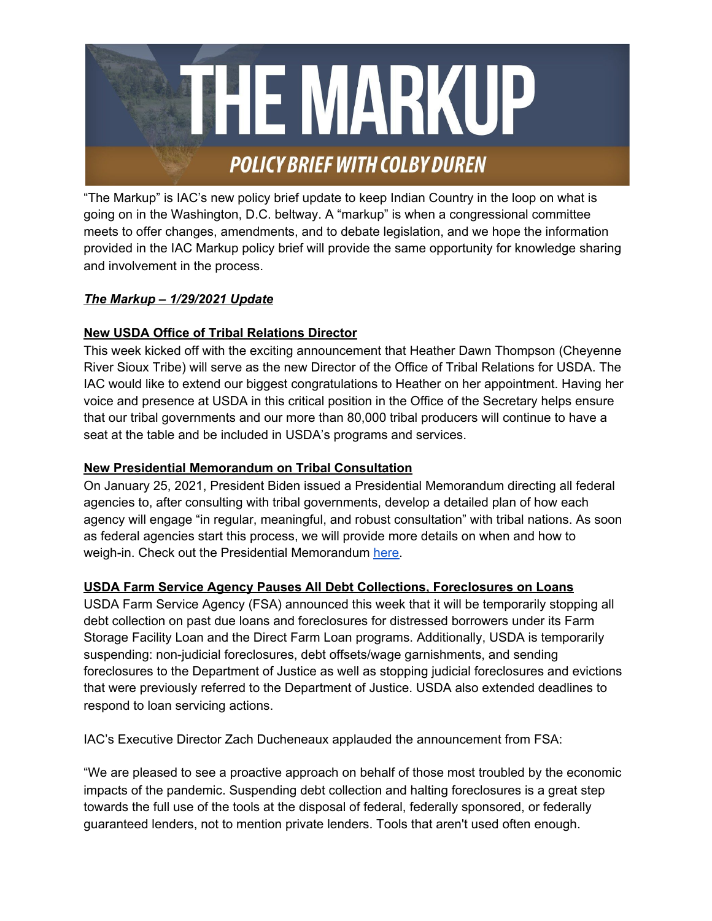# THE MARKUP

## POLICY BRIEF WITH COLBY DUREN

"The Markup" is IAC's new policy brief update to keep Indian Country in the loop on what is going on in the Washington, D.C. beltway. A "markup" is when a congressional committee meets to offer changes, amendments, and to debate legislation, and we hope the information provided in the IAC Markup policy brief will provide the same opportunity for knowledge sharing and involvement in the process.

***The Markup – 1/29/2021 Update***

**New USDA Office of Tribal Relations Director**

This week kicked off with the exciting announcement that Heather Dawn Thompson (Cheyenne River Sioux Tribe) will serve as the new Director of the Office of Tribal Relations for USDA. The IAC would like to extend our biggest congratulations to Heather on her appointment. Having her voice and presence at USDA in this critical position in the Office of the Secretary helps ensure that our tribal governments and our more than 80,000 tribal producers will continue to have a seat at the table and be included in USDA's programs and services.

**New Presidential Memorandum on Tribal Consultation**

On January 25, 2021, President Biden issued a Presidential Memorandum directing all federal agencies to, after consulting with tribal governments, develop a detailed plan of how each agency will engage "in regular, meaningful, and robust consultation" with tribal nations. As soon as federal agencies start this process, we will provide more details on when and how to weigh-in. Check out the Presidential Memorandum here.

**USDA Farm Service Agency Pauses All Debt Collections, Foreclosures on Loans**

USDA Farm Service Agency (FSA) announced this week that it will be temporarily stopping all debt collection on past due loans and foreclosures for distressed borrowers under its Farm Storage Facility Loan and the Direct Farm Loan programs. Additionally, USDA is temporarily suspending: non-judicial foreclosures, debt offsets/wage garnishments, and sending foreclosures to the Department of Justice as well as stopping judicial foreclosures and evictions that were previously referred to the Department of Justice. USDA also extended deadlines to respond to loan servicing actions.

IAC's Executive Director Zach Ducheneaux applauded the announcement from FSA:

"We are pleased to see a proactive approach on behalf of those most troubled by the economic impacts of the pandemic. Suspending debt collection and halting foreclosures is a great step towards the full use of the tools at the disposal of federal, federally sponsored, or federally guaranteed lenders, not to mention private lenders. Tools that aren't used often enough.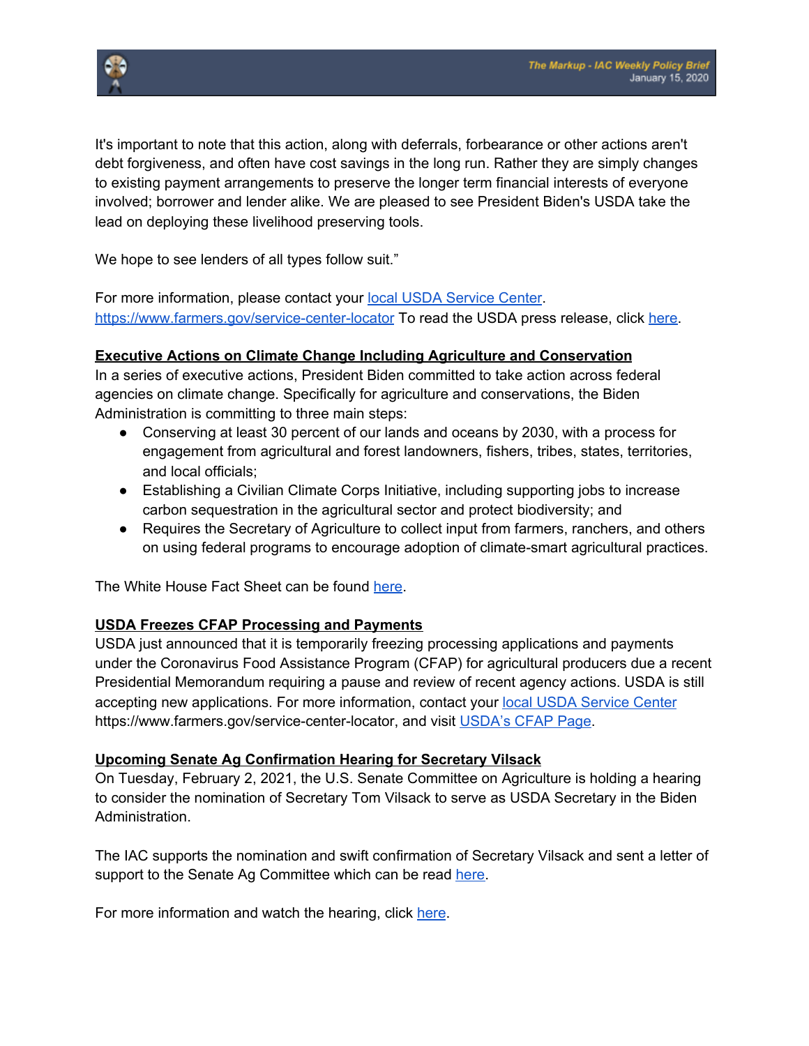It's important to note that this action, along with deferrals, forbearance or other actions aren't debt forgiveness, and often have cost savings in the long run. Rather they are simply changes to existing payment arrangements to preserve the longer term financial interests of everyone involved; borrower and lender alike. We are pleased to see President Biden's USDA take the lead on deploying these livelihood preserving tools.

We hope to see lenders of all types follow suit."

For more information, please contact your [local USDA Service Center](https://www.farmers.gov/service-center-locator). [https://www.farmers.gov/service-center-locator](https://www.farmers.gov/service-center-locator) To read the USDA press release, click here.

**Executive Actions on Climate Change Including Agriculture and Conservation**

In a series of executive actions, President Biden committed to take action across federal agencies on climate change. Specifically for agriculture and conservations, the Biden Administration is committing to three main steps:

- Conserving at least 30 percent of our lands and oceans by 2030, with a process for engagement from agricultural and forest landowners, fishers, tribes, states, territories, and local officials;
- Establishing a Civilian Climate Corps Initiative, including supporting jobs to increase carbon sequestration in the agricultural sector and protect biodiversity; and
- Requires the Secretary of Agriculture to collect input from farmers, ranchers, and others on using federal programs to encourage adoption of climate-smart agricultural practices.

The White House Fact Sheet can be found here.

**USDA Freezes CFAP Processing and Payments**

USDA just announced that it is temporarily freezing processing applications and payments under the Coronavirus Food Assistance Program (CFAP) for agricultural producers due a recent Presidential Memorandum requiring a pause and review of recent agency actions. USDA is still accepting new applications. For more information, contact your local USDA Service Center https://www.farmers.gov/service-center-locator, and visit USDA's CFAP Page.

**Upcoming Senate Ag Confirmation Hearing for Secretary Vilsack**

On Tuesday, February 2, 2021, the U.S. Senate Committee on Agriculture is holding a hearing to consider the nomination of Secretary Tom Vilsack to serve as USDA Secretary in the Biden Administration.

The IAC supports the nomination and swift confirmation of Secretary Vilsack and sent a letter of support to the Senate Ag Committee which can be read here.

For more information and watch the hearing, click here.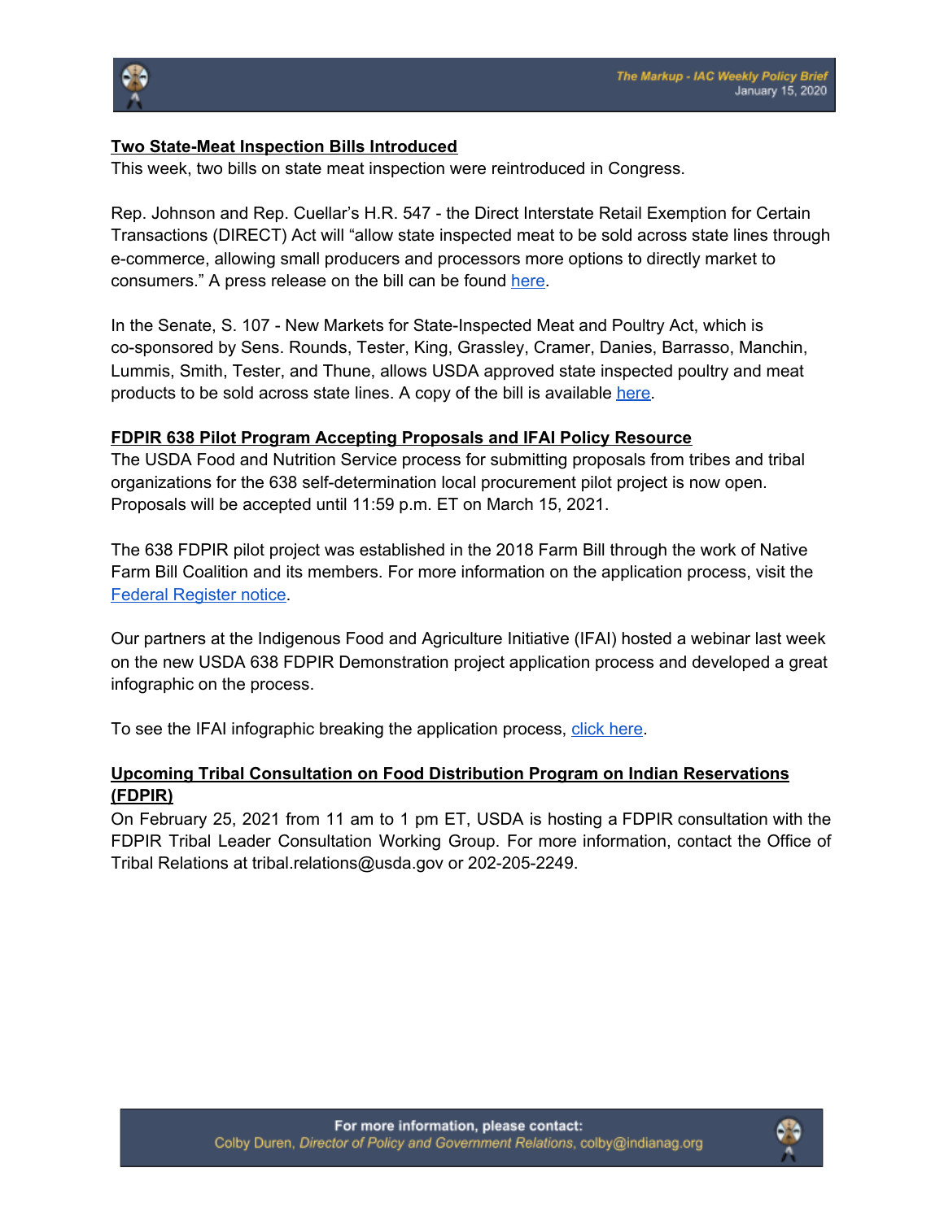**Two State-Meat Inspection Bills Introduced**

This week, two bills on state meat inspection were reintroduced in Congress.

Rep. Johnson and Rep. Cuellar's H.R. 547 - the Direct Interstate Retail Exemption for Certain Transactions (DIRECT) Act will "allow state inspected meat to be sold across state lines through e-commerce, allowing small producers and processors more options to directly market to consumers." A press release on the bill can be found here.

In the Senate, S. 107 - New Markets for State-Inspected Meat and Poultry Act, which is co-sponsored by Sens. Rounds, Tester, King, Grassley, Cramer, Danies, Barrasso, Manchin, Lummis, Smith, Tester, and Thune, allows USDA approved state inspected poultry and meat products to be sold across state lines. A copy of the bill is available here.

**FDPIR 638 Pilot Program Accepting Proposals and IFAI Policy Resource**

The USDA Food and Nutrition Service process for submitting proposals from tribes and tribal organizations for the 638 self-determination local procurement pilot project is now open. Proposals will be accepted until 11:59 p.m. ET on March 15, 2021.

The 638 FDPIR pilot project was established in the 2018 Farm Bill through the work of Native Farm Bill Coalition and its members. For more information on the application process, visit the Federal Register notice.

Our partners at the Indigenous Food and Agriculture Initiative (IFAI) hosted a webinar last week on the new USDA 638 FDPIR Demonstration project application process and developed a great infographic on the process.

To see the IFAI infographic breaking the application process, click here.

**Upcoming Tribal Consultation on Food Distribution Program on Indian Reservations (FDPIR)**

On February 25, 2021 from 11 am to 1 pm ET, USDA is hosting a FDPIR consultation with the FDPIR Tribal Leader Consultation Working Group. For more information, contact the Office of Tribal Relations at tribal.relations@usda.gov or 202-205-2249.

**For more information, please contact:**
Colby Duren, *Director of Policy and Government Relations*, colby@indianag.org